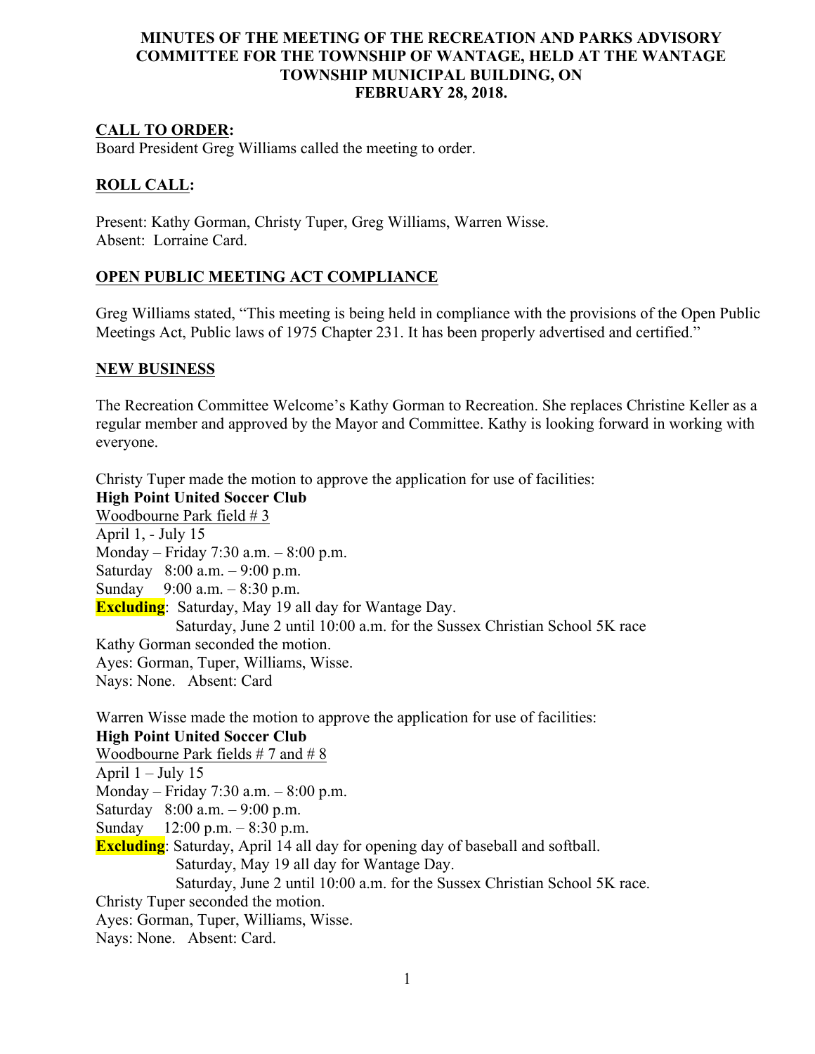# MINUTES OF THE MEETING OF THE RECREATION AND PARKS ADVISORY COMMITTEE FOR THE TOWNSHIP OF WANTAGE, HELD AT THE WANTAGE TOWNSHIP MUNICIPAL BUILDING, ON FEBRUARY 28, 2018.

## CALL TO ORDER:

Board President Greg Williams called the meeting to order.

## ROLL CALL:

Present: Kathy Gorman, Christy Tuper, Greg Williams, Warren Wisse.
Absent: Lorraine Card.

## OPEN PUBLIC MEETING ACT COMPLIANCE

Greg Williams stated, "This meeting is being held in compliance with the provisions of the Open Public Meetings Act, Public laws of 1975 Chapter 231. It has been properly advertised and certified."

## NEW BUSINESS

The Recreation Committee Welcome's Kathy Gorman to Recreation. She replaces Christine Keller as a regular member and approved by the Mayor and Committee. Kathy is looking forward in working with everyone.

Christy Tuper made the motion to approve the application for use of facilities:
**High Point United Soccer Club**
Woodbourne Park field # 3
April 1, - July 15
Monday – Friday 7:30 a.m. – 8:00 p.m.
Saturday 8:00 a.m. – 9:00 p.m.
Sunday 9:00 a.m. – 8:30 p.m.
**Excluding**: Saturday, May 19 all day for Wantage Day.
Saturday, June 2 until 10:00 a.m. for the Sussex Christian School 5K race
Kathy Gorman seconded the motion.
Ayes: Gorman, Tuper, Williams, Wisse.
Nays: None. Absent: Card

Warren Wisse made the motion to approve the application for use of facilities:
**High Point United Soccer Club**
Woodbourne Park fields # 7 and # 8
April 1 – July 15
Monday – Friday 7:30 a.m. – 8:00 p.m.
Saturday 8:00 a.m. – 9:00 p.m.
Sunday 12:00 p.m. – 8:30 p.m.
**Excluding**: Saturday, April 14 all day for opening day of baseball and softball.
Saturday, May 19 all day for Wantage Day.
Saturday, June 2 until 10:00 a.m. for the Sussex Christian School 5K race.
Christy Tuper seconded the motion.
Ayes: Gorman, Tuper, Williams, Wisse.
Nays: None. Absent: Card.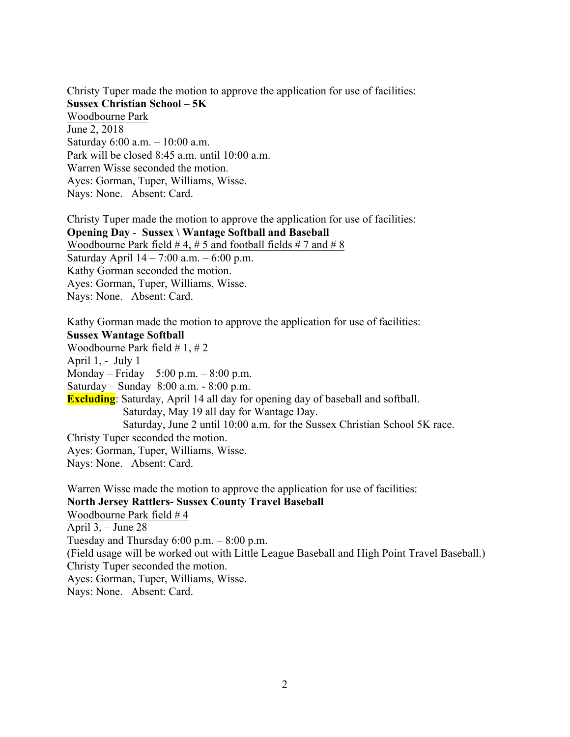Christy Tuper made the motion to approve the application for use of facilities:
**Sussex Christian School – 5K**
<u>Woodbourne Park</u>
June 2, 2018
Saturday 6:00 a.m. – 10:00 a.m.
Park will be closed 8:45 a.m. until 10:00 a.m.
Warren Wisse seconded the motion.
Ayes: Gorman, Tuper, Williams, Wisse.
Nays: None. Absent: Card.

Christy Tuper made the motion to approve the application for use of facilities:
**Opening Day - Sussex \ Wantage Softball and Baseball**
<u>Woodbourne Park field # 4, # 5 and football fields # 7 and # 8</u>
Saturday April 14 – 7:00 a.m. – 6:00 p.m.
Kathy Gorman seconded the motion.
Ayes: Gorman, Tuper, Williams, Wisse.
Nays: None. Absent: Card.

Kathy Gorman made the motion to approve the application for use of facilities:
**Sussex Wantage Softball**
<u>Woodbourne Park field # 1, # 2</u>
April 1, - July 1
Monday – Friday 5:00 p.m. – 8:00 p.m.
Saturday – Sunday 8:00 a.m. - 8:00 p.m.
**Excluding**: Saturday, April 14 all day for opening day of baseball and softball.
Saturday, May 19 all day for Wantage Day.
Saturday, June 2 until 10:00 a.m. for the Sussex Christian School 5K race.
Christy Tuper seconded the motion.
Ayes: Gorman, Tuper, Williams, Wisse.
Nays: None. Absent: Card.

Warren Wisse made the motion to approve the application for use of facilities:
**North Jersey Rattlers- Sussex County Travel Baseball**
<u>Woodbourne Park field # 4</u>
April 3, – June 28
Tuesday and Thursday 6:00 p.m. – 8:00 p.m.
(Field usage will be worked out with Little League Baseball and High Point Travel Baseball.)
Christy Tuper seconded the motion.
Ayes: Gorman, Tuper, Williams, Wisse.
Nays: None. Absent: Card.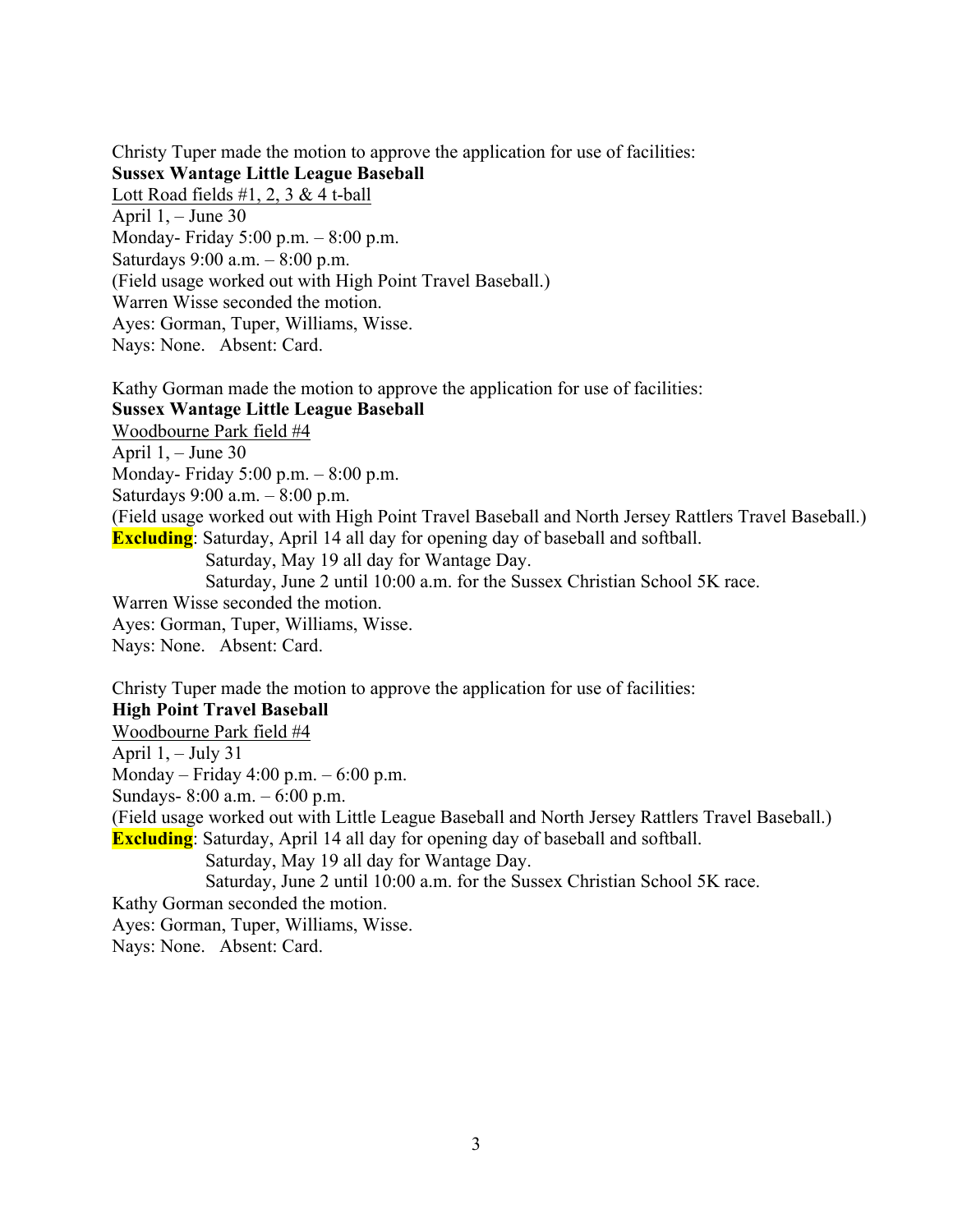Christy Tuper made the motion to approve the application for use of facilities:
**Sussex Wantage Little League Baseball**
<u>Lott Road fields #1, 2, 3 & 4 t-ball</u>
April 1, – June 30
Monday- Friday 5:00 p.m. – 8:00 p.m.
Saturdays 9:00 a.m. – 8:00 p.m.
(Field usage worked out with High Point Travel Baseball.)
Warren Wisse seconded the motion.
Ayes: Gorman, Tuper, Williams, Wisse.
Nays: None.   Absent: Card.

Kathy Gorman made the motion to approve the application for use of facilities:
**Sussex Wantage Little League Baseball**
<u>Woodbourne Park field #4</u>
April 1, – June 30
Monday- Friday 5:00 p.m. – 8:00 p.m.
Saturdays 9:00 a.m. – 8:00 p.m.
(Field usage worked out with High Point Travel Baseball and North Jersey Rattlers Travel Baseball.)
**Excluding**: Saturday, April 14 all day for opening day of baseball and softball.
Saturday, May 19 all day for Wantage Day.
Saturday, June 2 until 10:00 a.m. for the Sussex Christian School 5K race.
Warren Wisse seconded the motion.
Ayes: Gorman, Tuper, Williams, Wisse.
Nays: None.   Absent: Card.

Christy Tuper made the motion to approve the application for use of facilities:
**High Point Travel Baseball**
<u>Woodbourne Park field #4</u>
April 1, – July 31
Monday – Friday 4:00 p.m. – 6:00 p.m.
Sundays- 8:00 a.m. – 6:00 p.m.
(Field usage worked out with Little League Baseball and North Jersey Rattlers Travel Baseball.)
**Excluding**: Saturday, April 14 all day for opening day of baseball and softball.
Saturday, May 19 all day for Wantage Day.
Saturday, June 2 until 10:00 a.m. for the Sussex Christian School 5K race.
Kathy Gorman seconded the motion.
Ayes: Gorman, Tuper, Williams, Wisse.
Nays: None.   Absent: Card.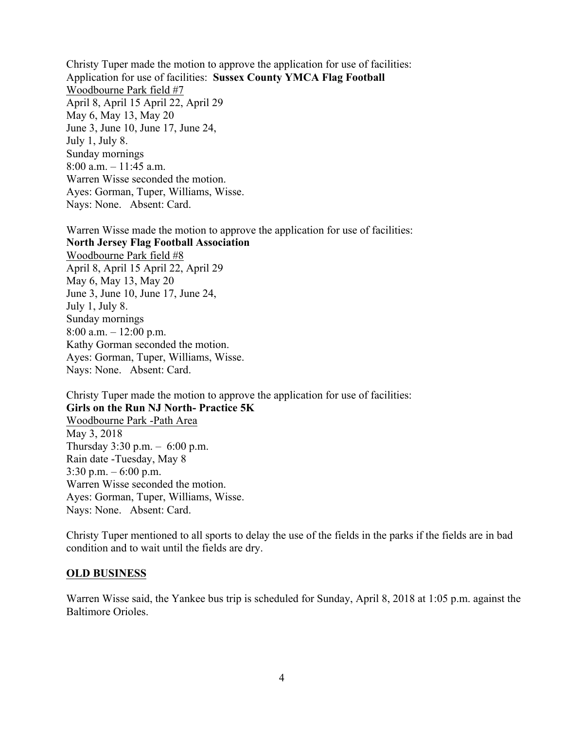Christy Tuper made the motion to approve the application for use of facilities:
Application for use of facilities: **Sussex County YMCA Flag Football**
Woodbourne Park field #7
April 8, April 15 April 22, April 29
May 6, May 13, May 20
June 3, June 10, June 17, June 24,
July 1, July 8.
Sunday mornings
8:00 a.m. – 11:45 a.m.
Warren Wisse seconded the motion.
Ayes: Gorman, Tuper, Williams, Wisse.
Nays: None. Absent: Card.

Warren Wisse made the motion to approve the application for use of facilities:
**North Jersey Flag Football Association**
Woodbourne Park field #8
April 8, April 15 April 22, April 29
May 6, May 13, May 20
June 3, June 10, June 17, June 24,
July 1, July 8.
Sunday mornings
8:00 a.m. – 12:00 p.m.
Kathy Gorman seconded the motion.
Ayes: Gorman, Tuper, Williams, Wisse.
Nays: None. Absent: Card.

Christy Tuper made the motion to approve the application for use of facilities:
**Girls on the Run NJ North- Practice 5K**
Woodbourne Park -Path Area
May 3, 2018
Thursday 3:30 p.m. – 6:00 p.m.
Rain date -Tuesday, May 8
3:30 p.m. – 6:00 p.m.
Warren Wisse seconded the motion.
Ayes: Gorman, Tuper, Williams, Wisse.
Nays: None. Absent: Card.

Christy Tuper mentioned to all sports to delay the use of the fields in the parks if the fields are in bad condition and to wait until the fields are dry.

## OLD BUSINESS

Warren Wisse said, the Yankee bus trip is scheduled for Sunday, April 8, 2018 at 1:05 p.m. against the Baltimore Orioles.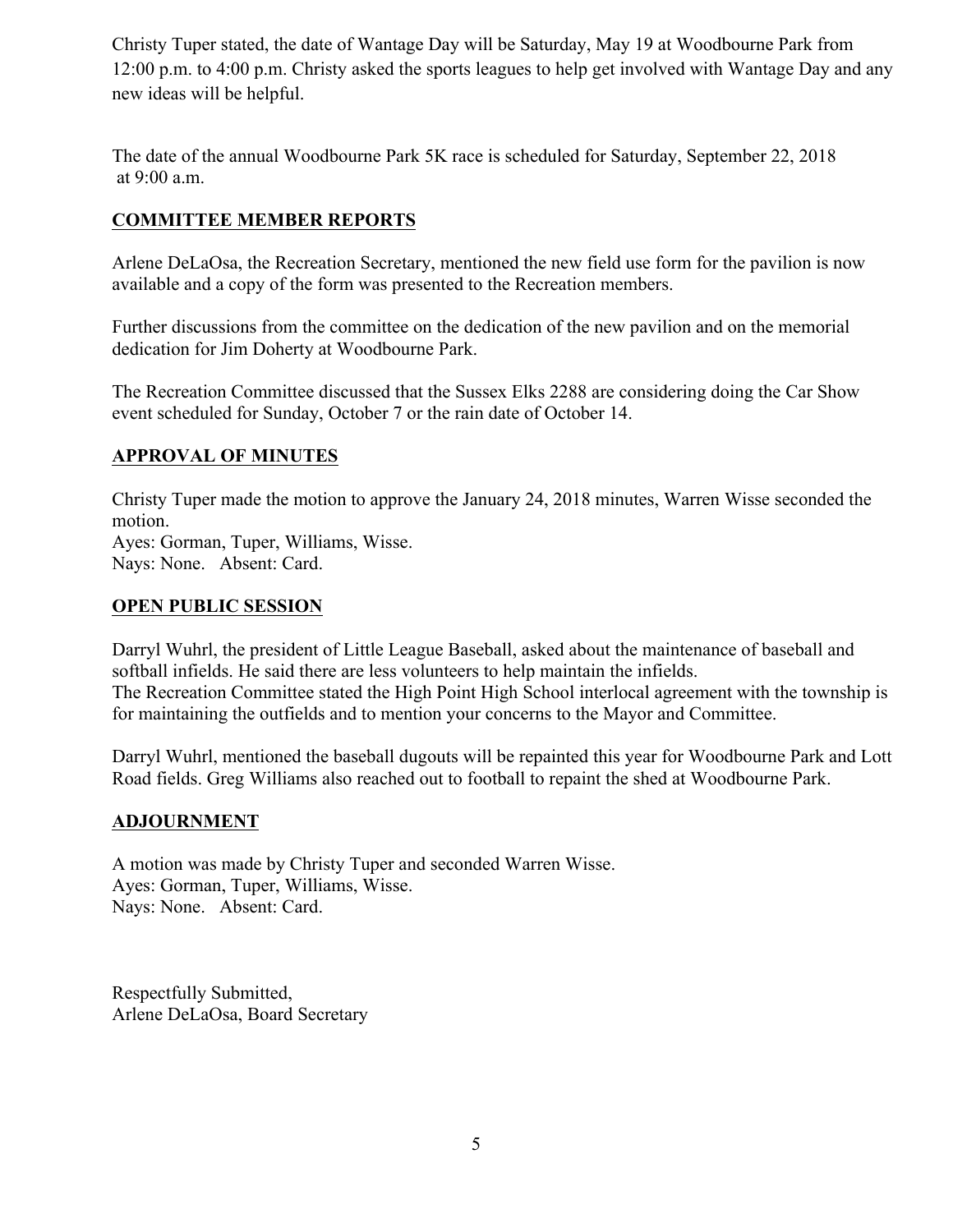Christy Tuper stated, the date of Wantage Day will be Saturday, May 19 at Woodbourne Park from 12:00 p.m. to 4:00 p.m. Christy asked the sports leagues to help get involved with Wantage Day and any new ideas will be helpful.

The date of the annual Woodbourne Park 5K race is scheduled for Saturday, September 22, 2018 at 9:00 a.m.

## COMMITTEE MEMBER REPORTS

Arlene DeLaOsa, the Recreation Secretary, mentioned the new field use form for the pavilion is now available and a copy of the form was presented to the Recreation members.

Further discussions from the committee on the dedication of the new pavilion and on the memorial dedication for Jim Doherty at Woodbourne Park.

The Recreation Committee discussed that the Sussex Elks 2288 are considering doing the Car Show event scheduled for Sunday, October 7 or the rain date of October 14.

## APPROVAL OF MINUTES

Christy Tuper made the motion to approve the January 24, 2018 minutes, Warren Wisse seconded the motion.
Ayes: Gorman, Tuper, Williams, Wisse.
Nays: None. Absent: Card.

## OPEN PUBLIC SESSION

Darryl Wuhrl, the president of Little League Baseball, asked about the maintenance of baseball and softball infields. He said there are less volunteers to help maintain the infields.
The Recreation Committee stated the High Point High School interlocal agreement with the township is for maintaining the outfields and to mention your concerns to the Mayor and Committee.

Darryl Wuhrl, mentioned the baseball dugouts will be repainted this year for Woodbourne Park and Lott Road fields. Greg Williams also reached out to football to repaint the shed at Woodbourne Park.

## ADJOURNMENT

A motion was made by Christy Tuper and seconded Warren Wisse.
Ayes: Gorman, Tuper, Williams, Wisse.
Nays: None. Absent: Card.

Respectfully Submitted,
Arlene DeLaOsa, Board Secretary